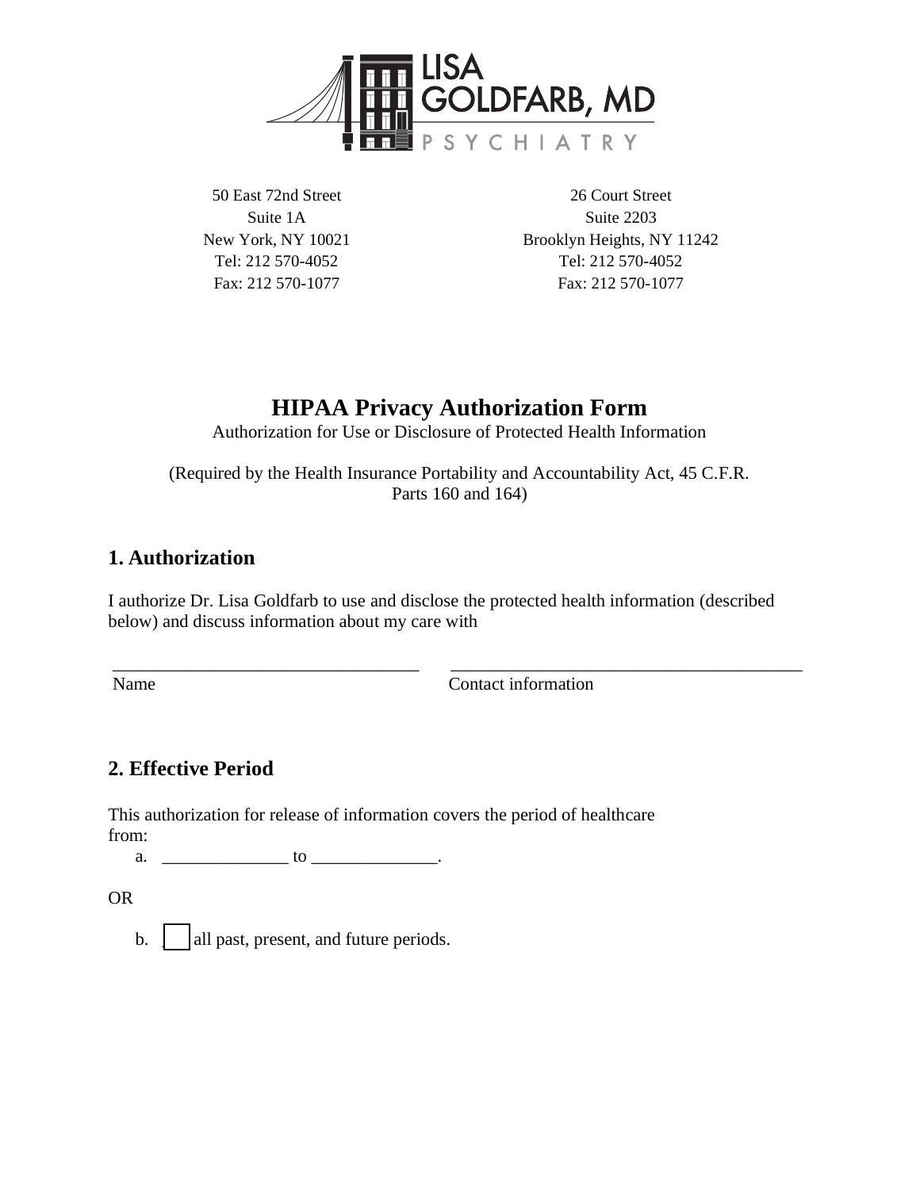LISA GOLDFARB, MD

PSYCHIATRY

50 East 72nd Street
Suite 1A
New York, NY 10021
Tel: 212 570-4052
Fax: 212 570-1077

26 Court Street
Suite 2203
Brooklyn Heights, NY 11242
Tel: 212 570-4052
Fax: 212 570-1077

# HIPAA Privacy Authorization Form

Authorization for Use or Disclosure of Protected Health Information

(Required by the Health Insurance Portability and Accountability Act, 45 C.F.R. Parts 160 and 164)

## 1. Authorization

I authorize Dr. Lisa Goldfarb to use and disclose the protected health information (described below) and discuss information about my care with

___________________________________ ________________________________________

Name Contact information

## 2. Effective Period

This authorization for release of information covers the period of healthcare from:

a. ______________ to ______________.

OR

b. ☐ all past, present, and future periods.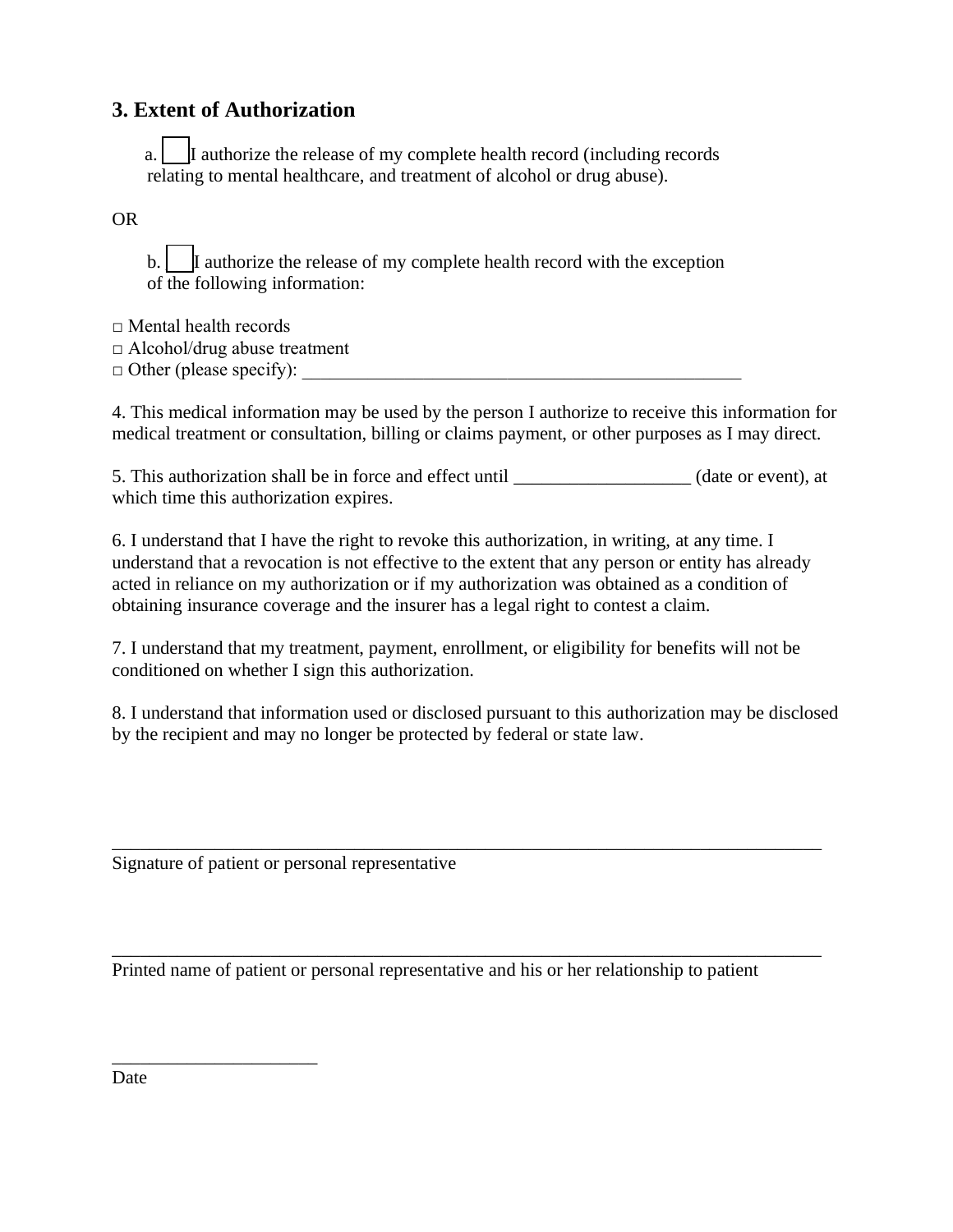## 3. Extent of Authorization

a. ☐ I authorize the release of my complete health record (including records relating to mental healthcare, and treatment of alcohol or drug abuse).

OR

b. ☐ I authorize the release of my complete health record with the exception of the following information:

□ Mental health records
□ Alcohol/drug abuse treatment
□ Other (please specify): ________________________________________________

4. This medical information may be used by the person I authorize to receive this information for medical treatment or consultation, billing or claims payment, or other purposes as I may direct.

5. This authorization shall be in force and effect until ___________________ (date or event), at which time this authorization expires.

6. I understand that I have the right to revoke this authorization, in writing, at any time. I understand that a revocation is not effective to the extent that any person or entity has already acted in reliance on my authorization or if my authorization was obtained as a condition of obtaining insurance coverage and the insurer has a legal right to contest a claim.

7. I understand that my treatment, payment, enrollment, or eligibility for benefits will not be conditioned on whether I sign this authorization.

8. I understand that information used or disclosed pursuant to this authorization may be disclosed by the recipient and may no longer be protected by federal or state law.

______________________________________________________________________________
Signature of patient or personal representative

______________________________________________________________________________
Printed name of patient or personal representative and his or her relationship to patient

______________________
Date